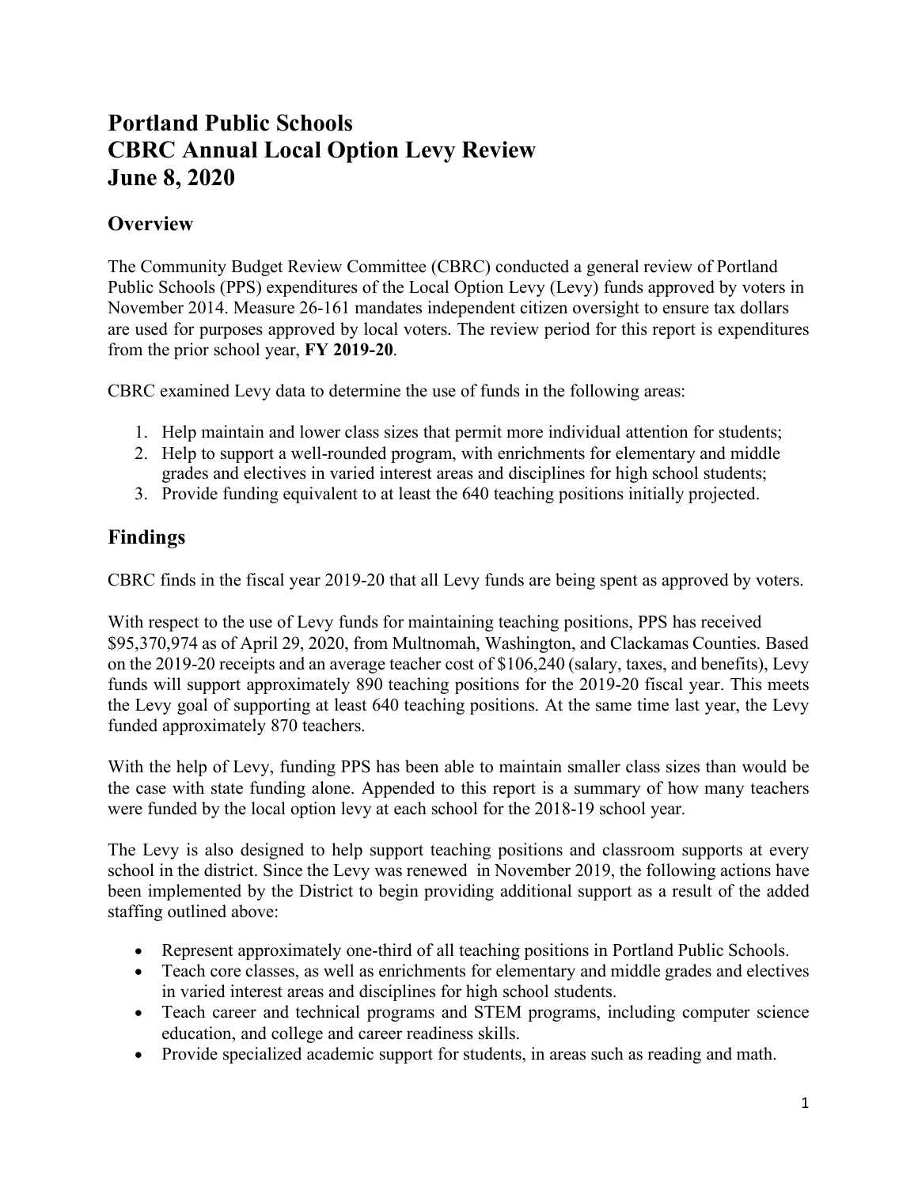# Portland Public Schools
# CBRC Annual Local Option Levy Review
# June 8, 2020

## Overview

The Community Budget Review Committee (CBRC) conducted a general review of Portland Public Schools (PPS) expenditures of the Local Option Levy (Levy) funds approved by voters in November 2014. Measure 26-161 mandates independent citizen oversight to ensure tax dollars are used for purposes approved by local voters. The review period for this report is expenditures from the prior school year, **FY 2019-20**.

CBRC examined Levy data to determine the use of funds in the following areas:

1. Help maintain and lower class sizes that permit more individual attention for students;
2. Help to support a well-rounded program, with enrichments for elementary and middle grades and electives in varied interest areas and disciplines for high school students;
3. Provide funding equivalent to at least the 640 teaching positions initially projected.

## Findings

CBRC finds in the fiscal year 2019-20 that all Levy funds are being spent as approved by voters.

With respect to the use of Levy funds for maintaining teaching positions, PPS has received $95,370,974 as of April 29, 2020, from Multnomah, Washington, and Clackamas Counties. Based on the 2019-20 receipts and an average teacher cost of $106,240 (salary, taxes, and benefits), Levy funds will support approximately 890 teaching positions for the 2019-20 fiscal year. This meets the Levy goal of supporting at least 640 teaching positions. At the same time last year, the Levy funded approximately 870 teachers.

With the help of Levy, funding PPS has been able to maintain smaller class sizes than would be the case with state funding alone. Appended to this report is a summary of how many teachers were funded by the local option levy at each school for the 2018-19 school year.

The Levy is also designed to help support teaching positions and classroom supports at every school in the district. Since the Levy was renewed in November 2019, the following actions have been implemented by the District to begin providing additional support as a result of the added staffing outlined above:

- Represent approximately one-third of all teaching positions in Portland Public Schools.
- Teach core classes, as well as enrichments for elementary and middle grades and electives in varied interest areas and disciplines for high school students.
- Teach career and technical programs and STEM programs, including computer science education, and college and career readiness skills.
- Provide specialized academic support for students, in areas such as reading and math.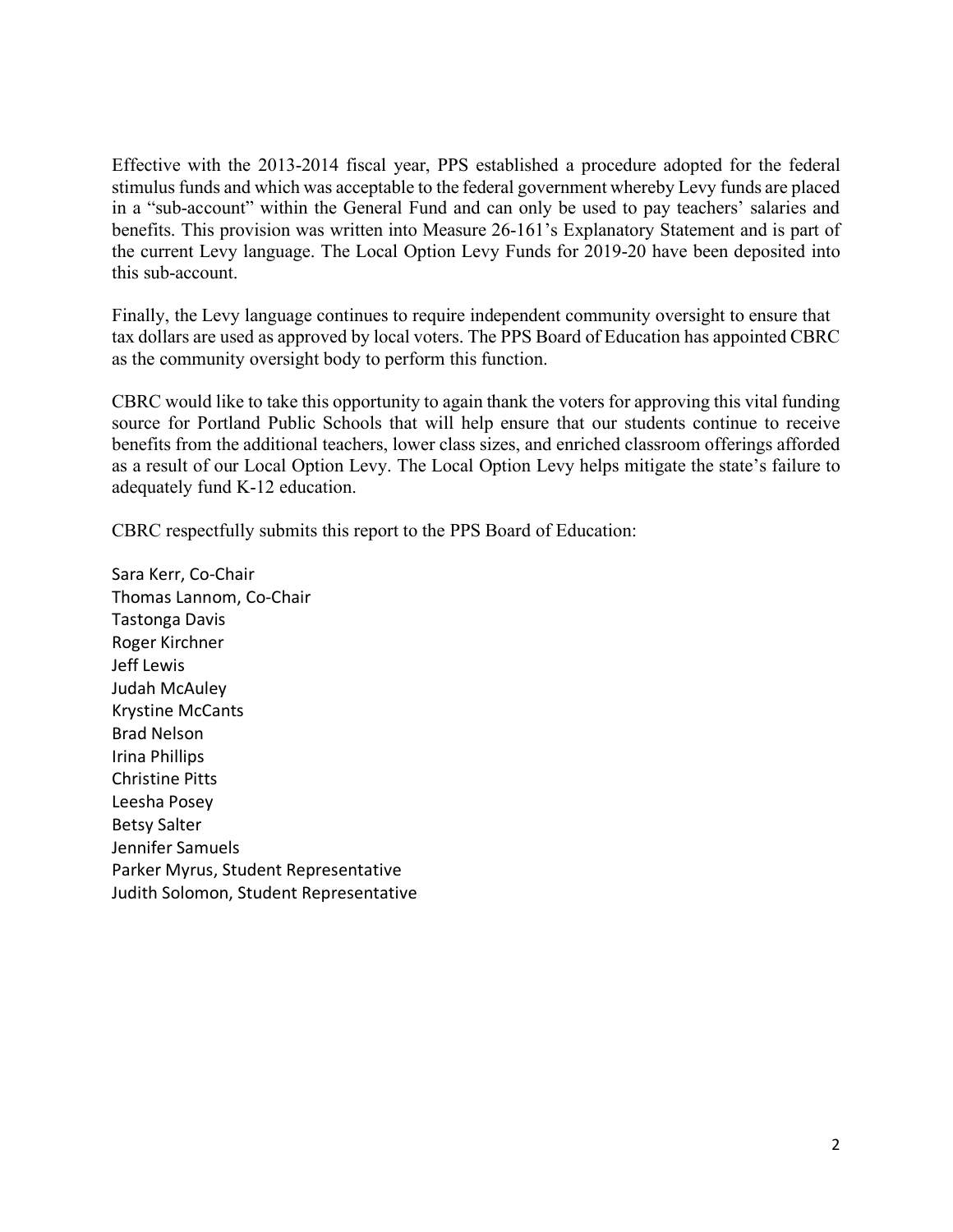Effective with the 2013-2014 fiscal year, PPS established a procedure adopted for the federal stimulus funds and which was acceptable to the federal government whereby Levy funds are placed in a "sub-account" within the General Fund and can only be used to pay teachers' salaries and benefits. This provision was written into Measure 26-161's Explanatory Statement and is part of the current Levy language. The Local Option Levy Funds for 2019-20 have been deposited into this sub-account.

Finally, the Levy language continues to require independent community oversight to ensure that tax dollars are used as approved by local voters. The PPS Board of Education has appointed CBRC as the community oversight body to perform this function.

CBRC would like to take this opportunity to again thank the voters for approving this vital funding source for Portland Public Schools that will help ensure that our students continue to receive benefits from the additional teachers, lower class sizes, and enriched classroom offerings afforded as a result of our Local Option Levy. The Local Option Levy helps mitigate the state's failure to adequately fund K-12 education.

CBRC respectfully submits this report to the PPS Board of Education:

Sara Kerr, Co-Chair
Thomas Lannom, Co-Chair
Tastonga Davis
Roger Kirchner
Jeff Lewis
Judah McAuley
Krystine McCants
Brad Nelson
Irina Phillips
Christine Pitts
Leesha Posey
Betsy Salter
Jennifer Samuels
Parker Myrus, Student Representative
Judith Solomon, Student Representative